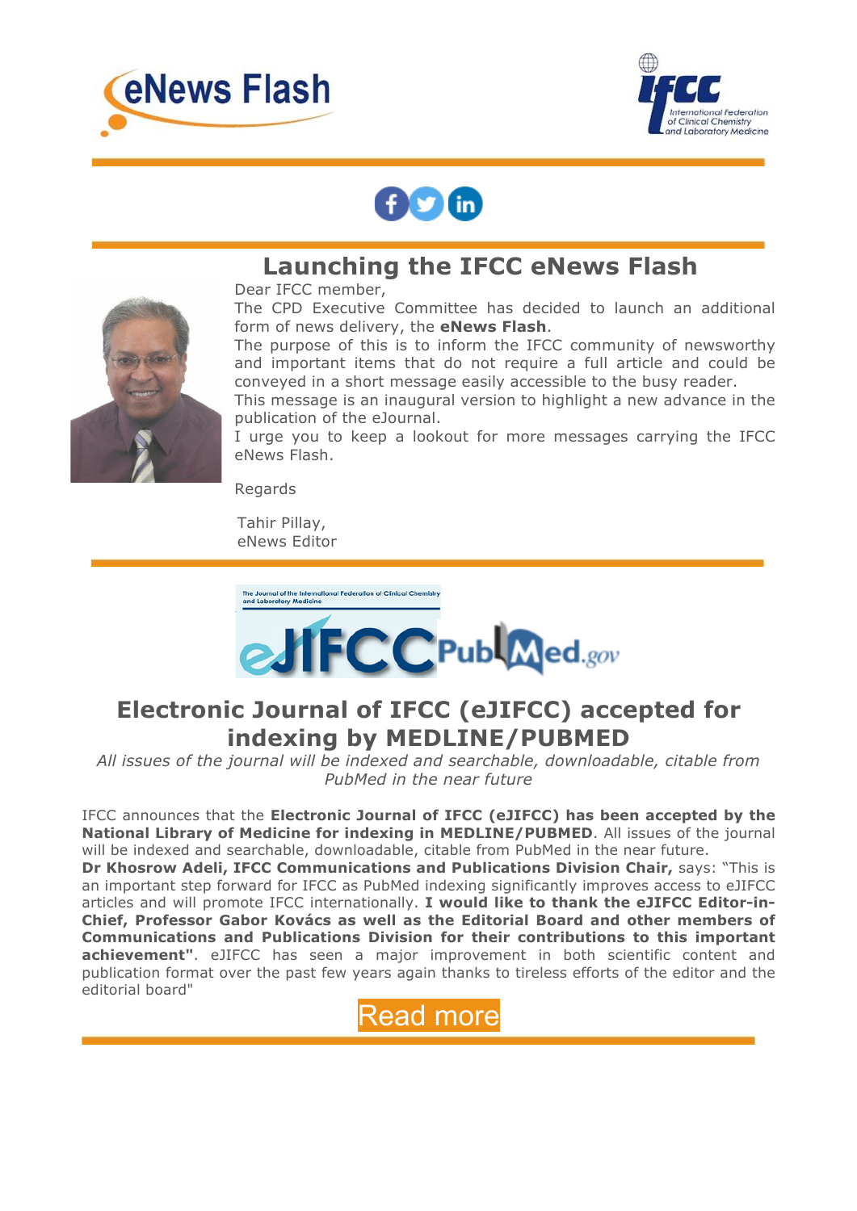# Launching the IFCC eNews Flash

Dear IFCC member,

The CPD Executive Committee has decided to launch an additional form of news delivery, the **eNews Flash**.

The purpose of this is to inform the IFCC community of newsworthy and important items that do not require a full article and could be conveyed in a short message easily accessible to the busy reader.

This message is an inaugural version to highlight a new advance in the publication of the eJournal.

I urge you to keep a lookout for more messages carrying the IFCC eNews Flash.

Regards

Tahir Pillay,
eNews Editor

## Electronic Journal of IFCC (eJIFCC) accepted for indexing by MEDLINE/PUBMED

*All issues of the journal will be indexed and searchable, downloadable, citable from PubMed in the near future*

IFCC announces that the **Electronic Journal of IFCC (eJIFCC) has been accepted by the National Library of Medicine for indexing in MEDLINE/PUBMED**. All issues of the journal will be indexed and searchable, downloadable, citable from PubMed in the near future.

**Dr Khosrow Adeli, IFCC Communications and Publications Division Chair,** says: "This is an important step forward for IFCC as PubMed indexing significantly improves access to eJIFCC articles and will promote IFCC internationally. **I would like to thank the eJIFCC Editor-in-Chief, Professor Gabor Kovács as well as the Editorial Board and other members of Communications and Publications Division for their contributions to this important achievement"**. eJIFCC has seen a major improvement in both scientific content and publication format over the past few years again thanks to tireless efforts of the editor and the editorial board"

Read more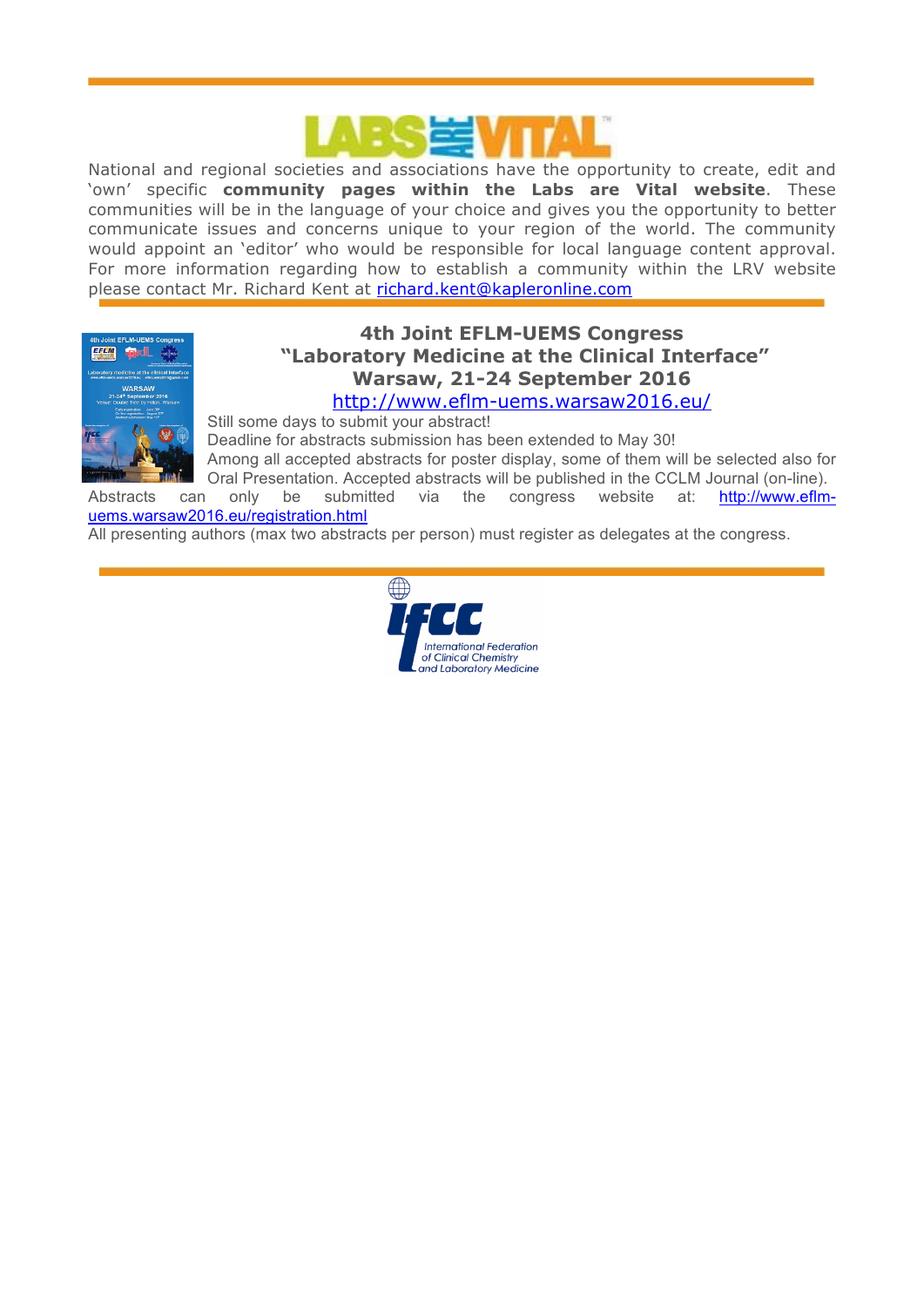National and regional societies and associations have the opportunity to create, edit and 'own' specific **community pages within the Labs are Vital website**. These communities will be in the language of your choice and gives you the opportunity to better communicate issues and concerns unique to your region of the world. The community would appoint an 'editor' who would be responsible for local language content approval. For more information regarding how to establish a community within the LRV website please contact Mr. Richard Kent at richard.kent@kapleronline.com

## 4th Joint EFLM-UEMS Congress
## "Laboratory Medicine at the Clinical Interface"
## Warsaw, 21-24 September 2016

http://www.eflm-uems.warsaw2016.eu/

Still some days to submit your abstract!

Deadline for abstracts submission has been extended to May 30!

Among all accepted abstracts for poster display, some of them will be selected also for Oral Presentation. Accepted abstracts will be published in the CCLM Journal (on-line).

Abstracts can only be submitted via the congress website at: http://www.eflm-uems.warsaw2016.eu/registration.html

All presenting authors (max two abstracts per person) must register as delegates at the congress.